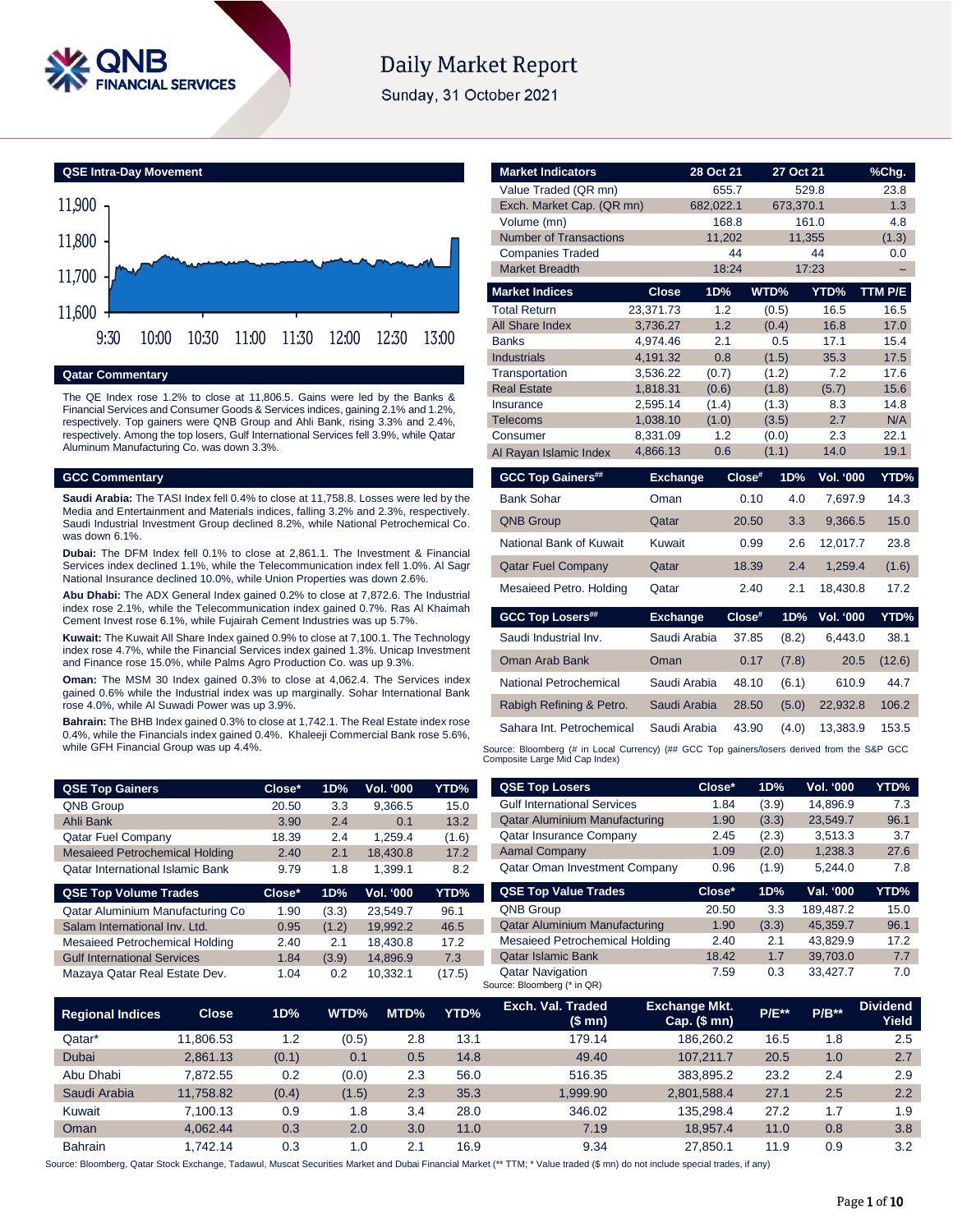# Daily Market Report

Sunday, 31 October 2021

## QSE Intra-Day Movement

## Qatar Commentary

The QE Index rose 1.2% to close at 11,806.5. Gains were led by the Banks & Financial Services and Consumer Goods & Services indices, gaining 2.1% and 1.2%, respectively. Top gainers were QNB Group and Ahli Bank, rising 3.3% and 2.4%, respectively. Among the top losers, Gulf International Services fell 3.9%, while Qatar Aluminum Manufacturing Co. was down 3.3%.

## GCC Commentary

**Saudi Arabia:** The TASI Index fell 0.4% to close at 11,758.8. Losses were led by the Media and Entertainment and Materials indices, falling 3.2% and 2.3%, respectively. Saudi Industrial Investment Group declined 8.2%, while National Petrochemical Co. was down 6.1%.

**Dubai:** The DFM Index fell 0.1% to close at 2,861.1. The Investment & Financial Services index declined 1.1%, while the Telecommunication index fell 1.0%. Al Sagr National Insurance declined 10.0%, while Union Properties was down 2.6%.

**Abu Dhabi:** The ADX General Index gained 0.2% to close at 7,872.6. The Industrial index rose 2.1%, while the Telecommunication index gained 0.7%. Ras Al Khaimah Cement Invest rose 6.1%, while Fujairah Cement Industries was up 5.7%.

**Kuwait:** The Kuwait All Share Index gained 0.9% to close at 7,100.1. The Technology index rose 4.7%, while the Financial Services index gained 1.3%. Unicap Investment and Finance rose 15.0%, while Palms Agro Production Co. was up 9.3%.

**Oman:** The MSM 30 Index gained 0.3% to close at 4,062.4. The Services index gained 0.6% while the Industrial index was up marginally. Sohar International Bank rose 4.0%, while Al Suwadi Power was up 3.9%.

**Bahrain:** The BHB Index gained 0.3% to close at 1,742.1. The Real Estate index rose 0.4%, while the Financials index gained 0.4%. Khaleeji Commercial Bank rose 5.6%, while GFH Financial Group was up 4.4%.

| Market Indicators | 28 Oct 21 | 27 Oct 21 | %Chg. |
|---|---|---|---|
| Value Traded (QR mn) | 655.7 | 529.8 | 23.8 |
| Exch. Market Cap. (QR mn) | 682,022.1 | 673,370.1 | 1.3 |
| Volume (mn) | 168.8 | 161.0 | 4.8 |
| Number of Transactions | 11,202 | 11,355 | (1.3) |
| Companies Traded | 44 | 44 | 0.0 |
| Market Breadth | 18:24 | 17:23 | – |

| Market Indices | Close | 1D% | WTD% | YTD% | TTM P/E |
|---|---|---|---|---|---|
| Total Return | 23,371.73 | 1.2 | (0.5) | 16.5 | 16.5 |
| All Share Index | 3,736.27 | 1.2 | (0.4) | 16.8 | 17.0 |
| Banks | 4,974.46 | 2.1 | 0.5 | 17.1 | 15.4 |
| Industrials | 4,191.32 | 0.8 | (1.5) | 35.3 | 17.5 |
| Transportation | 3,536.22 | (0.7) | (1.2) | 7.2 | 17.6 |
| Real Estate | 1,818.31 | (0.6) | (1.8) | (5.7) | 15.6 |
| Insurance | 2,595.14 | (1.4) | (1.3) | 8.3 | 14.8 |
| Telecoms | 1,038.10 | (1.0) | (3.5) | 2.7 | N/A |
| Consumer | 8,331.09 | 1.2 | (0.0) | 2.3 | 22.1 |
| Al Rayan Islamic Index | 4,866.13 | 0.6 | (1.1) | 14.0 | 19.1 |

| GCC Top Gainers## | Exchange | Close# | 1D% | Vol. '000 | YTD% |
|---|---|---|---|---|---|
| Bank Sohar | Oman | 0.10 | 4.0 | 7,697.9 | 14.3 |
| QNB Group | Qatar | 20.50 | 3.3 | 9,366.5 | 15.0 |
| National Bank of Kuwait | Kuwait | 0.99 | 2.6 | 12,017.7 | 23.8 |
| Qatar Fuel Company | Qatar | 18.39 | 2.4 | 1,259.4 | (1.6) |
| Mesaieed Petro. Holding | Qatar | 2.40 | 2.1 | 18,430.8 | 17.2 |

| GCC Top Losers## | Exchange | Close# | 1D% | Vol. '000 | YTD% |
|---|---|---|---|---|---|
| Saudi Industrial Inv. | Saudi Arabia | 37.85 | (8.2) | 6,443.0 | 38.1 |
| Oman Arab Bank | Oman | 0.17 | (7.8) | 20.5 | (12.6) |
| National Petrochemical | Saudi Arabia | 48.10 | (6.1) | 610.9 | 44.7 |
| Rabigh Refining & Petro. | Saudi Arabia | 28.50 | (5.0) | 22,932.8 | 106.2 |
| Sahara Int. Petrochemical | Saudi Arabia | 43.90 | (4.0) | 13,383.9 | 153.5 |

Source: Bloomberg (# in Local Currency) (## GCC Top gainers/losers derived from the S&P GCC Composite Large Mid Cap Index)

| QSE Top Gainers | Close* | 1D% | Vol. '000 | YTD% |
|---|---|---|---|---|
| QNB Group | 20.50 | 3.3 | 9,366.5 | 15.0 |
| Ahli Bank | 3.90 | 2.4 | 0.1 | 13.2 |
| Qatar Fuel Company | 18.39 | 2.4 | 1,259.4 | (1.6) |
| Mesaieed Petrochemical Holding | 2.40 | 2.1 | 18,430.8 | 17.2 |
| Qatar International Islamic Bank | 9.79 | 1.8 | 1,399.1 | 8.2 |

| QSE Top Volume Trades | Close* | 1D% | Vol. '000 | YTD% |
|---|---|---|---|---|
| Qatar Aluminium Manufacturing Co | 1.90 | (3.3) | 23,549.7 | 96.1 |
| Salam International Inv. Ltd. | 0.95 | (1.2) | 19,992.2 | 46.5 |
| Mesaieed Petrochemical Holding | 2.40 | 2.1 | 18,430.8 | 17.2 |
| Gulf International Services | 1.84 | (3.9) | 14,896.9 | 7.3 |
| Mazaya Qatar Real Estate Dev. | 1.04 | 0.2 | 10,332.1 | (17.5) |

| QSE Top Losers | Close* | 1D% | Vol. '000 | YTD% |
|---|---|---|---|---|
| Gulf International Services | 1.84 | (3.9) | 14,896.9 | 7.3 |
| Qatar Aluminium Manufacturing | 1.90 | (3.3) | 23,549.7 | 96.1 |
| Qatar Insurance Company | 2.45 | (2.3) | 3,513.3 | 3.7 |
| Aamal Company | 1.09 | (2.0) | 1,238.3 | 27.6 |
| Qatar Oman Investment Company | 0.96 | (1.9) | 5,244.0 | 7.8 |

| QSE Top Value Trades | Close* | 1D% | Val. '000 | YTD% |
|---|---|---|---|---|
| QNB Group | 20.50 | 3.3 | 189,487.2 | 15.0 |
| Qatar Aluminium Manufacturing | 1.90 | (3.3) | 45,359.7 | 96.1 |
| Mesaieed Petrochemical Holding | 2.40 | 2.1 | 43,829.9 | 17.2 |
| Qatar Islamic Bank | 18.42 | 1.7 | 39,703.0 | 7.7 |
| Qatar Navigation | 7.59 | 0.3 | 33,427.7 | 7.0 |

Source: Bloomberg (* in QR)

| Regional Indices | Close | 1D% | WTD% | MTD% | YTD% | Exch. Val. Traded ($ mn) | Exchange Mkt. Cap. ($ mn) | P/E** | P/B** | Dividend Yield |
|---|---|---|---|---|---|---|---|---|---|---|
| Qatar* | 11,806.53 | 1.2 | (0.5) | 2.8 | 13.1 | 179.14 | 186,260.2 | 16.5 | 1.8 | 2.5 |
| Dubai | 2,861.13 | (0.1) | 0.1 | 0.5 | 14.8 | 49.40 | 107,211.7 | 20.5 | 1.0 | 2.7 |
| Abu Dhabi | 7,872.55 | 0.2 | (0.0) | 2.3 | 56.0 | 516.35 | 383,895.2 | 23.2 | 2.4 | 2.9 |
| Saudi Arabia | 11,758.82 | (0.4) | (1.5) | 2.3 | 35.3 | 1,999.90 | 2,801,588.4 | 27.1 | 2.5 | 2.2 |
| Kuwait | 7,100.13 | 0.9 | 1.8 | 3.4 | 28.0 | 346.02 | 135,298.4 | 27.2 | 1.7 | 1.9 |
| Oman | 4,062.44 | 0.3 | 2.0 | 3.0 | 11.0 | 7.19 | 18,957.4 | 11.0 | 0.8 | 3.8 |
| Bahrain | 1,742.14 | 0.3 | 1.0 | 2.1 | 16.9 | 9.34 | 27,850.1 | 11.9 | 0.9 | 3.2 |

Source: Bloomberg, Qatar Stock Exchange, Tadawul, Muscat Securities Market and Dubai Financial Market (** TTM; * Value traded ($ mn) do not include special trades, if any)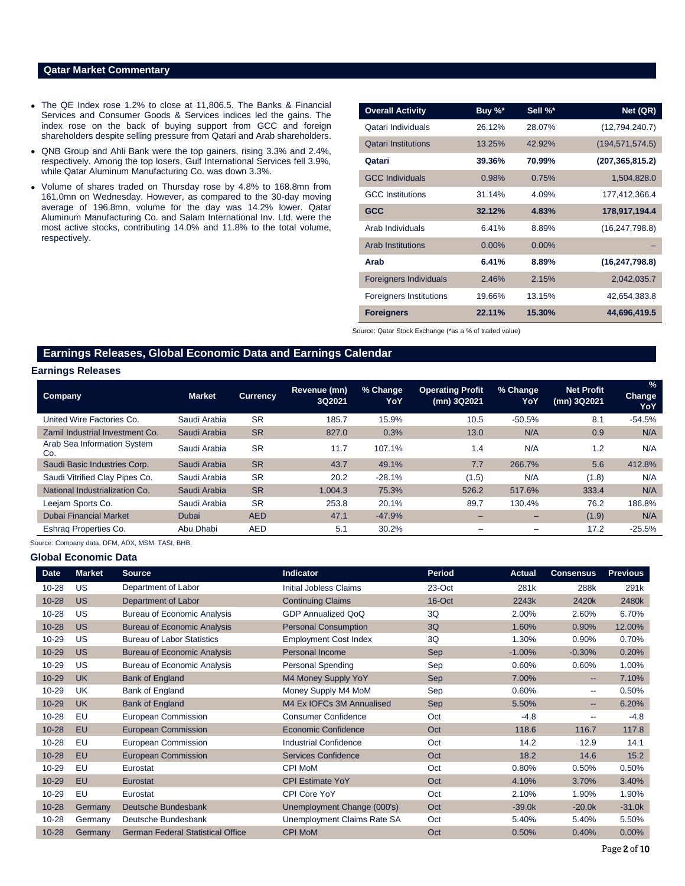## Qatar Market Commentary

- The QE Index rose 1.2% to close at 11,806.5. The Banks & Financial Services and Consumer Goods & Services indices led the gains. The index rose on the back of buying support from GCC and foreign shareholders despite selling pressure from Qatari and Arab shareholders.
- QNB Group and Ahli Bank were the top gainers, rising 3.3% and 2.4%, respectively. Among the top losers, Gulf International Services fell 3.9%, while Qatar Aluminum Manufacturing Co. was down 3.3%.
- Volume of shares traded on Thursday rose by 4.8% to 168.8mn from 161.0mn on Wednesday. However, as compared to the 30-day moving average of 196.8mn, volume for the day was 14.2% lower. Qatar Aluminum Manufacturing Co. and Salam International Inv. Ltd. were the most active stocks, contributing 14.0% and 11.8% to the total volume, respectively.

| Overall Activity | Buy %* | Sell %* | Net (QR) |
|---|---|---|---|
| Qatari Individuals | 26.12% | 28.07% | (12,794,240.7) |
| Qatari Institutions | 13.25% | 42.92% | (194,571,574.5) |
| **Qatari** | **39.36%** | **70.99%** | **(207,365,815.2)** |
| GCC Individuals | 0.98% | 0.75% | 1,504,828.0 |
| GCC Institutions | 31.14% | 4.09% | 177,412,366.4 |
| **GCC** | **32.12%** | **4.83%** | **178,917,194.4** |
| Arab Individuals | 6.41% | 8.89% | (16,247,798.8) |
| Arab Institutions | 0.00% | 0.00% | – |
| **Arab** | **6.41%** | **8.89%** | **(16,247,798.8)** |
| Foreigners Individuals | 2.46% | 2.15% | 2,042,035.7 |
| Foreigners Institutions | 19.66% | 13.15% | 42,654,383.8 |
| **Foreigners** | **22.11%** | **15.30%** | **44,696,419.5** |

Source: Qatar Stock Exchange (*as a % of traded value)

## Earnings Releases, Global Economic Data and Earnings Calendar

### Earnings Releases

| Company | Market | Currency | Revenue (mn) 3Q2021 | % Change YoY | Operating Profit (mn) 3Q2021 | % Change YoY | Net Profit (mn) 3Q2021 | % Change YoY |
|---|---|---|---|---|---|---|---|---|
| United Wire Factories Co. | Saudi Arabia | SR | 185.7 | 15.9% | 10.5 | -50.5% | 8.1 | -54.5% |
| Zamil Industrial Investment Co. | Saudi Arabia | SR | 827.0 | 0.3% | 13.0 | N/A | 0.9 | N/A |
| Arab Sea Information System Co. | Saudi Arabia | SR | 11.7 | 107.1% | 1.4 | N/A | 1.2 | N/A |
| Saudi Basic Industries Corp. | Saudi Arabia | SR | 43.7 | 49.1% | 7.7 | 266.7% | 5.6 | 412.8% |
| Saudi Vitrified Clay Pipes Co. | Saudi Arabia | SR | 20.2 | -28.1% | (1.5) | N/A | (1.8) | N/A |
| National Industrialization Co. | Saudi Arabia | SR | 1,004.3 | 75.3% | 526.2 | 517.6% | 333.4 | N/A |
| Leejam Sports Co. | Saudi Arabia | SR | 253.8 | 20.1% | 89.7 | 130.4% | 76.2 | 186.8% |
| Dubai Financial Market | Dubai | AED | 47.1 | -47.9% | – | – | (1.9) | N/A |
| Eshraq Properties Co. | Abu Dhabi | AED | 5.1 | 30.2% | – | – | 17.2 | -25.5% |

Source: Company data, DFM, ADX, MSM, TASI, BHB.

### Global Economic Data

| Date | Market | Source | Indicator | Period | Actual | Consensus | Previous |
|---|---|---|---|---|---|---|---|
| 10-28 | US | Department of Labor | Initial Jobless Claims | 23-Oct | 281k | 288k | 291k |
| 10-28 | US | Department of Labor | Continuing Claims | 16-Oct | 2243k | 2420k | 2480k |
| 10-28 | US | Bureau of Economic Analysis | GDP Annualized QoQ | 3Q | 2.00% | 2.60% | 6.70% |
| 10-28 | US | Bureau of Economic Analysis | Personal Consumption | 3Q | 1.60% | 0.90% | 12.00% |
| 10-29 | US | Bureau of Labor Statistics | Employment Cost Index | 3Q | 1.30% | 0.90% | 0.70% |
| 10-29 | US | Bureau of Economic Analysis | Personal Income | Sep | -1.00% | -0.30% | 0.20% |
| 10-29 | US | Bureau of Economic Analysis | Personal Spending | Sep | 0.60% | 0.60% | 1.00% |
| 10-29 | UK | Bank of England | M4 Money Supply YoY | Sep | 7.00% | -- | 7.10% |
| 10-29 | UK | Bank of England | Money Supply M4 MoM | Sep | 0.60% | -- | 0.50% |
| 10-29 | UK | Bank of England | M4 Ex IOFCs 3M Annualised | Sep | 5.50% | -- | 6.20% |
| 10-28 | EU | European Commission | Consumer Confidence | Oct | -4.8 | -- | -4.8 |
| 10-28 | EU | European Commission | Economic Confidence | Oct | 118.6 | 116.7 | 117.8 |
| 10-28 | EU | European Commission | Industrial Confidence | Oct | 14.2 | 12.9 | 14.1 |
| 10-28 | EU | European Commission | Services Confidence | Oct | 18.2 | 14.6 | 15.2 |
| 10-29 | EU | Eurostat | CPI MoM | Oct | 0.80% | 0.50% | 0.50% |
| 10-29 | EU | Eurostat | CPI Estimate YoY | Oct | 4.10% | 3.70% | 3.40% |
| 10-29 | EU | Eurostat | CPI Core YoY | Oct | 2.10% | 1.90% | 1.90% |
| 10-28 | Germany | Deutsche Bundesbank | Unemployment Change (000's) | Oct | -39.0k | -20.0k | -31.0k |
| 10-28 | Germany | Deutsche Bundesbank | Unemployment Claims Rate SA | Oct | 5.40% | 5.40% | 5.50% |
| 10-28 | Germany | German Federal Statistical Office | CPI MoM | Oct | 0.50% | 0.40% | 0.00% |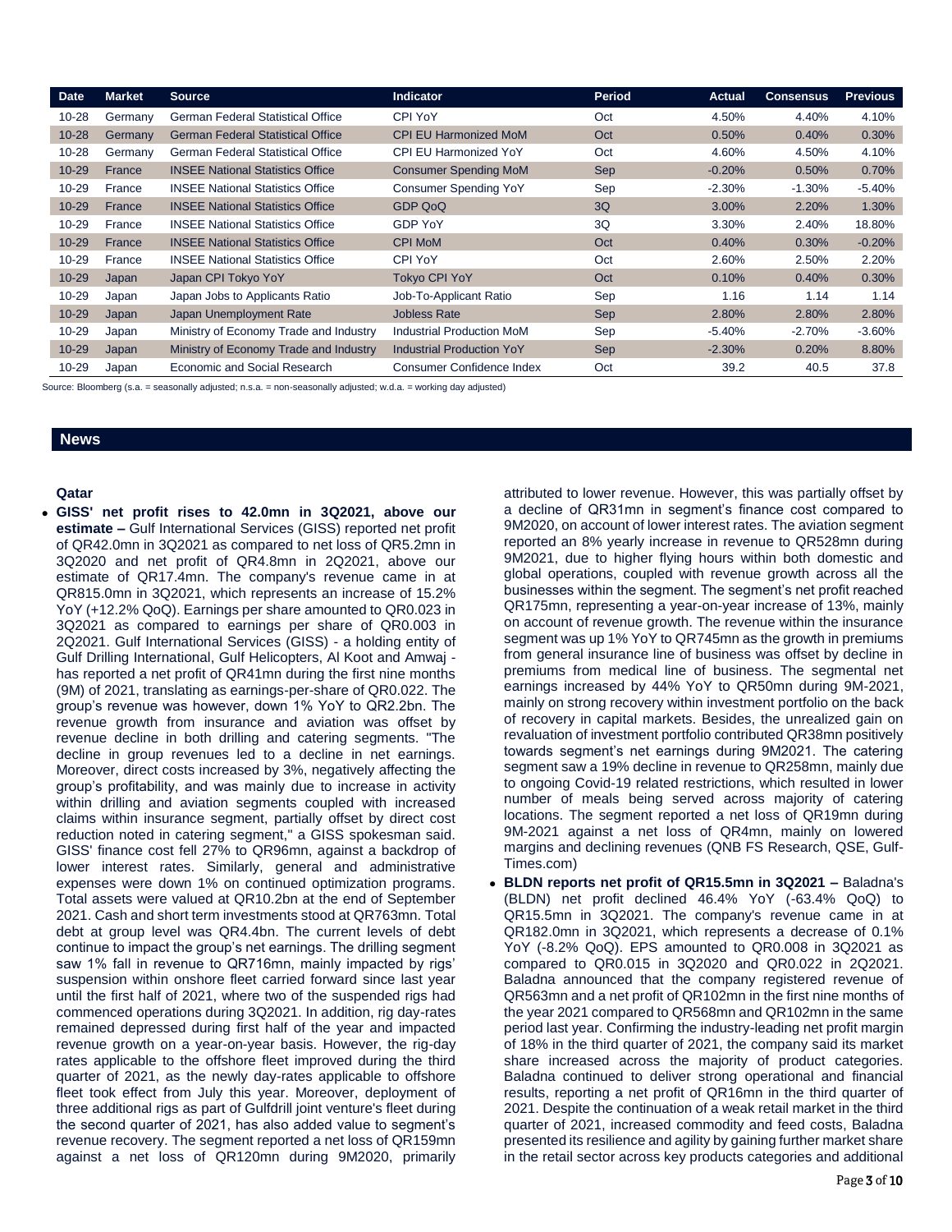| Date | Market | Source | Indicator | Period | Actual | Consensus | Previous |
|---|---|---|---|---|---|---|---|
| 10-28 | Germany | German Federal Statistical Office | CPI YoY | Oct | 4.50% | 4.40% | 4.10% |
| 10-28 | Germany | German Federal Statistical Office | CPI EU Harmonized MoM | Oct | 0.50% | 0.40% | 0.30% |
| 10-28 | Germany | German Federal Statistical Office | CPI EU Harmonized YoY | Oct | 4.60% | 4.50% | 4.10% |
| 10-29 | France | INSEE National Statistics Office | Consumer Spending MoM | Sep | -0.20% | 0.50% | 0.70% |
| 10-29 | France | INSEE National Statistics Office | Consumer Spending YoY | Sep | -2.30% | -1.30% | -5.40% |
| 10-29 | France | INSEE National Statistics Office | GDP QoQ | 3Q | 3.00% | 2.20% | 1.30% |
| 10-29 | France | INSEE National Statistics Office | GDP YoY | 3Q | 3.30% | 2.40% | 18.80% |
| 10-29 | France | INSEE National Statistics Office | CPI MoM | Oct | 0.40% | 0.30% | -0.20% |
| 10-29 | France | INSEE National Statistics Office | CPI YoY | Oct | 2.60% | 2.50% | 2.20% |
| 10-29 | Japan | Japan CPI Tokyo YoY | Tokyo CPI YoY | Oct | 0.10% | 0.40% | 0.30% |
| 10-29 | Japan | Japan Jobs to Applicants Ratio | Job-To-Applicant Ratio | Sep | 1.16 | 1.14 | 1.14 |
| 10-29 | Japan | Japan Unemployment Rate | Jobless Rate | Sep | 2.80% | 2.80% | 2.80% |
| 10-29 | Japan | Ministry of Economy Trade and Industry | Industrial Production MoM | Sep | -5.40% | -2.70% | -3.60% |
| 10-29 | Japan | Ministry of Economy Trade and Industry | Industrial Production YoY | Sep | -2.30% | 0.20% | 8.80% |
| 10-29 | Japan | Economic and Social Research | Consumer Confidence Index | Oct | 39.2 | 40.5 | 37.8 |

Source: Bloomberg (s.a. = seasonally adjusted; n.s.a. = non-seasonally adjusted; w.d.a. = working day adjusted)

## News

### Qatar

- **GISS' net profit rises to 42.0mn in 3Q2021, above our estimate –** Gulf International Services (GISS) reported net profit of QR42.0mn in 3Q2021 as compared to net loss of QR5.2mn in 3Q2020 and net profit of QR4.8mn in 2Q2021, above our estimate of QR17.4mn. The company's revenue came in at QR815.0mn in 3Q2021, which represents an increase of 15.2% YoY (+12.2% QoQ). Earnings per share amounted to QR0.023 in 3Q2021 as compared to earnings per share of QR0.003 in 2Q2021. Gulf International Services (GISS) - a holding entity of Gulf Drilling International, Gulf Helicopters, Al Koot and Amwaj - has reported a net profit of QR41mn during the first nine months (9M) of 2021, translating as earnings-per-share of QR0.022. The group's revenue was however, down 1% YoY to QR2.2bn. The revenue growth from insurance and aviation was offset by revenue decline in both drilling and catering segments. "The decline in group revenues led to a decline in net earnings. Moreover, direct costs increased by 3%, negatively affecting the group's profitability, and was mainly due to increase in activity within drilling and aviation segments coupled with increased claims within insurance segment, partially offset by direct cost reduction noted in catering segment," a GISS spokesman said. GISS' finance cost fell 27% to QR96mn, against a backdrop of lower interest rates. Similarly, general and administrative expenses were down 1% on continued optimization programs. Total assets were valued at QR10.2bn at the end of September 2021. Cash and short term investments stood at QR763mn. Total debt at group level was QR4.4bn. The current levels of debt continue to impact the group's net earnings. The drilling segment saw 1% fall in revenue to QR716mn, mainly impacted by rigs' suspension within onshore fleet carried forward since last year until the first half of 2021, where two of the suspended rigs had commenced operations during 3Q2021. In addition, rig day-rates remained depressed during first half of the year and impacted revenue growth on a year-on-year basis. However, the rig-day rates applicable to the offshore fleet improved during the third quarter of 2021, as the newly day-rates applicable to offshore fleet took effect from July this year. Moreover, deployment of three additional rigs as part of Gulfdrill joint venture's fleet during the second quarter of 2021, has also added value to segment's revenue recovery. The segment reported a net loss of QR159mn against a net loss of QR120mn during 9M2020, primarily attributed to lower revenue. However, this was partially offset by a decline of QR31mn in segment's finance cost compared to 9M2020, on account of lower interest rates. The aviation segment reported an 8% yearly increase in revenue to QR528mn during 9M2021, due to higher flying hours within both domestic and global operations, coupled with revenue growth across all the businesses within the segment. The segment's net profit reached QR175mn, representing a year-on-year increase of 13%, mainly on account of revenue growth. The revenue within the insurance segment was up 1% YoY to QR745mn as the growth in premiums from general insurance line of business was offset by decline in premiums from medical line of business. The segmental net earnings increased by 44% YoY to QR50mn during 9M-2021, mainly on strong recovery within investment portfolio on the back of recovery in capital markets. Besides, the unrealized gain on revaluation of investment portfolio contributed QR38mn positively towards segment's net earnings during 9M2021. The catering segment saw a 19% decline in revenue to QR258mn, mainly due to ongoing Covid-19 related restrictions, which resulted in lower number of meals being served across majority of catering locations. The segment reported a net loss of QR19mn during 9M-2021 against a net loss of QR4mn, mainly on lowered margins and declining revenues (QNB FS Research, QSE, Gulf-Times.com)
- **BLDN reports net profit of QR15.5mn in 3Q2021 –** Baladna's (BLDN) net profit declined 46.4% YoY (-63.4% QoQ) to QR15.5mn in 3Q2021. The company's revenue came in at QR182.0mn in 3Q2021, which represents a decrease of 0.1% YoY (-8.2% QoQ). EPS amounted to QR0.008 in 3Q2021 as compared to QR0.015 in 3Q2020 and QR0.022 in 2Q2021. Baladna announced that the company registered revenue of QR563mn and a net profit of QR102mn in the first nine months of the year 2021 compared to QR568mn and QR102mn in the same period last year. Confirming the industry-leading net profit margin of 18% in the third quarter of 2021, the company said its market share increased across the majority of product categories. Baladna continued to deliver strong operational and financial results, reporting a net profit of QR16mn in the third quarter of 2021. Despite the continuation of a weak retail market in the third quarter of 2021, increased commodity and feed costs, Baladna presented its resilience and agility by gaining further market share in the retail sector across key products categories and additional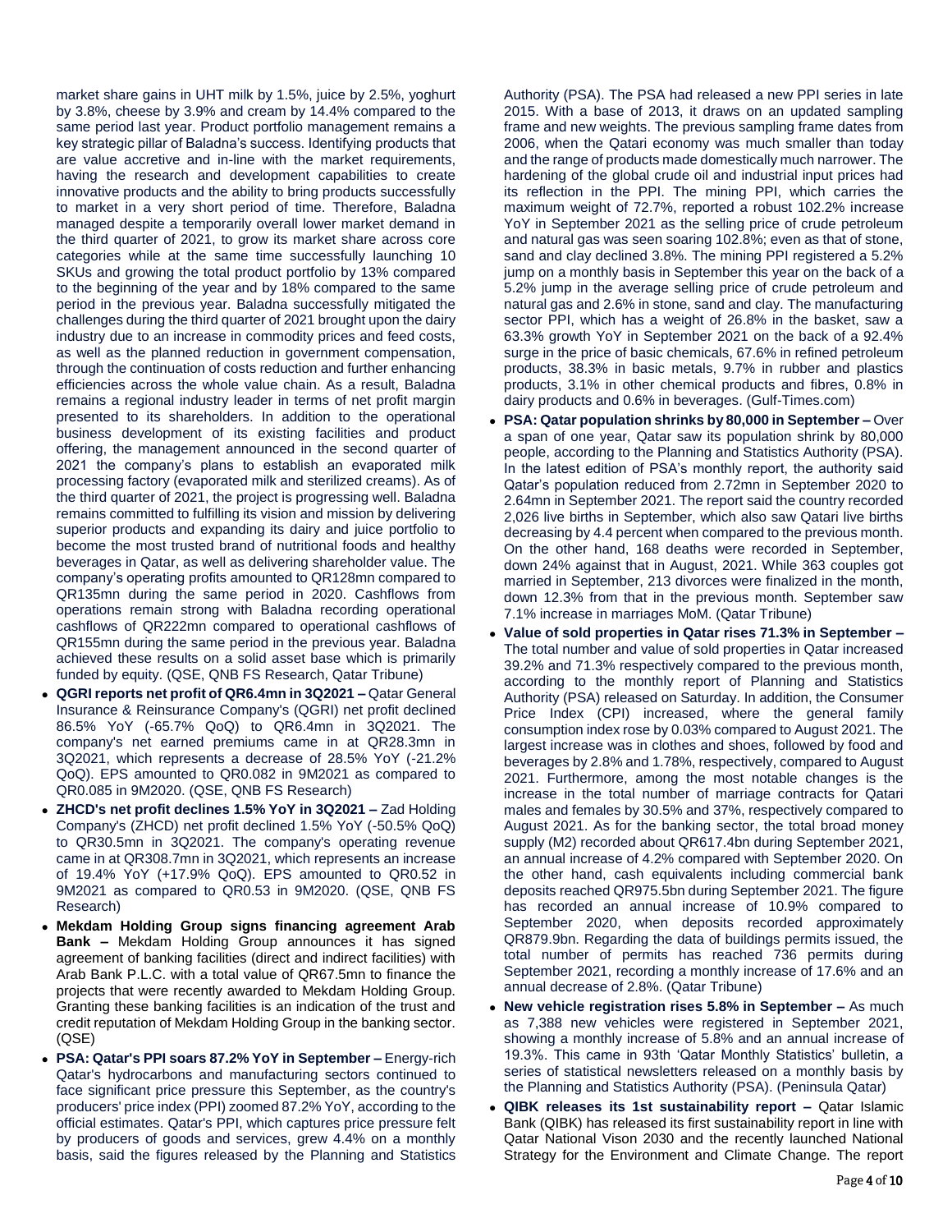market share gains in UHT milk by 1.5%, juice by 2.5%, yoghurt by 3.8%, cheese by 3.9% and cream by 14.4% compared to the same period last year. Product portfolio management remains a key strategic pillar of Baladna's success. Identifying products that are value accretive and in-line with the market requirements, having the research and development capabilities to create innovative products and the ability to bring products successfully to market in a very short period of time. Therefore, Baladna managed despite a temporarily overall lower market demand in the third quarter of 2021, to grow its market share across core categories while at the same time successfully launching 10 SKUs and growing the total product portfolio by 13% compared to the beginning of the year and by 18% compared to the same period in the previous year. Baladna successfully mitigated the challenges during the third quarter of 2021 brought upon the dairy industry due to an increase in commodity prices and feed costs, as well as the planned reduction in government compensation, through the continuation of costs reduction and further enhancing efficiencies across the whole value chain. As a result, Baladna remains a regional industry leader in terms of net profit margin presented to its shareholders. In addition to the operational business development of its existing facilities and product offering, the management announced in the second quarter of 2021 the company's plans to establish an evaporated milk processing factory (evaporated milk and sterilized creams). As of the third quarter of 2021, the project is progressing well. Baladna remains committed to fulfilling its vision and mission by delivering superior products and expanding its dairy and juice portfolio to become the most trusted brand of nutritional foods and healthy beverages in Qatar, as well as delivering shareholder value. The company's operating profits amounted to QR128mn compared to QR135mn during the same period in 2020. Cashflows from operations remain strong with Baladna recording operational cashflows of QR222mn compared to operational cashflows of QR155mn during the same period in the previous year. Baladna achieved these results on a solid asset base which is primarily funded by equity. (QSE, QNB FS Research, Qatar Tribune)

- **QGRI reports net profit of QR6.4mn in 3Q2021 –** Qatar General Insurance & Reinsurance Company's (QGRI) net profit declined 86.5% YoY (-65.7% QoQ) to QR6.4mn in 3Q2021. The company's net earned premiums came in at QR28.3mn in 3Q2021, which represents a decrease of 28.5% YoY (-21.2% QoQ). EPS amounted to QR0.082 in 9M2021 as compared to QR0.085 in 9M2020. (QSE, QNB FS Research)
- **ZHCD's net profit declines 1.5% YoY in 3Q2021 –** Zad Holding Company's (ZHCD) net profit declined 1.5% YoY (-50.5% QoQ) to QR30.5mn in 3Q2021. The company's operating revenue came in at QR308.7mn in 3Q2021, which represents an increase of 19.4% YoY (+17.9% QoQ). EPS amounted to QR0.52 in 9M2021 as compared to QR0.53 in 9M2020. (QSE, QNB FS Research)
- **Mekdam Holding Group signs financing agreement Arab Bank –** Mekdam Holding Group announces it has signed agreement of banking facilities (direct and indirect facilities) with Arab Bank P.L.C. with a total value of QR67.5mn to finance the projects that were recently awarded to Mekdam Holding Group. Granting these banking facilities is an indication of the trust and credit reputation of Mekdam Holding Group in the banking sector. (QSE)
- **PSA: Qatar's PPI soars 87.2% YoY in September –** Energy-rich Qatar's hydrocarbons and manufacturing sectors continued to face significant price pressure this September, as the country's producers' price index (PPI) zoomed 87.2% YoY, according to the official estimates. Qatar's PPI, which captures price pressure felt by producers of goods and services, grew 4.4% on a monthly basis, said the figures released by the Planning and Statistics Authority (PSA). The PSA had released a new PPI series in late 2015. With a base of 2013, it draws on an updated sampling frame and new weights. The previous sampling frame dates from 2006, when the Qatari economy was much smaller than today and the range of products made domestically much narrower. The hardening of the global crude oil and industrial input prices had its reflection in the PPI. The mining PPI, which carries the maximum weight of 72.7%, reported a robust 102.2% increase YoY in September 2021 as the selling price of crude petroleum and natural gas was seen soaring 102.8%; even as that of stone, sand and clay declined 3.8%. The mining PPI registered a 5.2% jump on a monthly basis in September this year on the back of a 5.2% jump in the average selling price of crude petroleum and natural gas and 2.6% in stone, sand and clay. The manufacturing sector PPI, which has a weight of 26.8% in the basket, saw a 63.3% growth YoY in September 2021 on the back of a 92.4% surge in the price of basic chemicals, 67.6% in refined petroleum products, 38.3% in basic metals, 9.7% in rubber and plastics products, 3.1% in other chemical products and fibres, 0.8% in dairy products and 0.6% in beverages. (Gulf-Times.com)
- **PSA: Qatar population shrinks by 80,000 in September –** Over a span of one year, Qatar saw its population shrink by 80,000 people, according to the Planning and Statistics Authority (PSA). In the latest edition of PSA's monthly report, the authority said Qatar's population reduced from 2.72mn in September 2020 to 2.64mn in September 2021. The report said the country recorded 2,026 live births in September, which also saw Qatari live births decreasing by 4.4 percent when compared to the previous month. On the other hand, 168 deaths were recorded in September, down 24% against that in August, 2021. While 363 couples got married in September, 213 divorces were finalized in the month, down 12.3% from that in the previous month. September saw 7.1% increase in marriages MoM. (Qatar Tribune)
- **Value of sold properties in Qatar rises 71.3% in September –** The total number and value of sold properties in Qatar increased 39.2% and 71.3% respectively compared to the previous month, according to the monthly report of Planning and Statistics Authority (PSA) released on Saturday. In addition, the Consumer Price Index (CPI) increased, where the general family consumption index rose by 0.03% compared to August 2021. The largest increase was in clothes and shoes, followed by food and beverages by 2.8% and 1.78%, respectively, compared to August 2021. Furthermore, among the most notable changes is the increase in the total number of marriage contracts for Qatari males and females by 30.5% and 37%, respectively compared to August 2021. As for the banking sector, the total broad money supply (M2) recorded about QR617.4bn during September 2021, an annual increase of 4.2% compared with September 2020. On the other hand, cash equivalents including commercial bank deposits reached QR975.5bn during September 2021. The figure has recorded an annual increase of 10.9% compared to September 2020, when deposits recorded approximately QR879.9bn. Regarding the data of buildings permits issued, the total number of permits has reached 736 permits during September 2021, recording a monthly increase of 17.6% and an annual decrease of 2.8%. (Qatar Tribune)
- **New vehicle registration rises 5.8% in September –** As much as 7,388 new vehicles were registered in September 2021, showing a monthly increase of 5.8% and an annual increase of 19.3%. This came in 93th 'Qatar Monthly Statistics' bulletin, a series of statistical newsletters released on a monthly basis by the Planning and Statistics Authority (PSA). (Peninsula Qatar)
- **QIBK releases its 1st sustainability report –** Qatar Islamic Bank (QIBK) has released its first sustainability report in line with Qatar National Vison 2030 and the recently launched National Strategy for the Environment and Climate Change. The report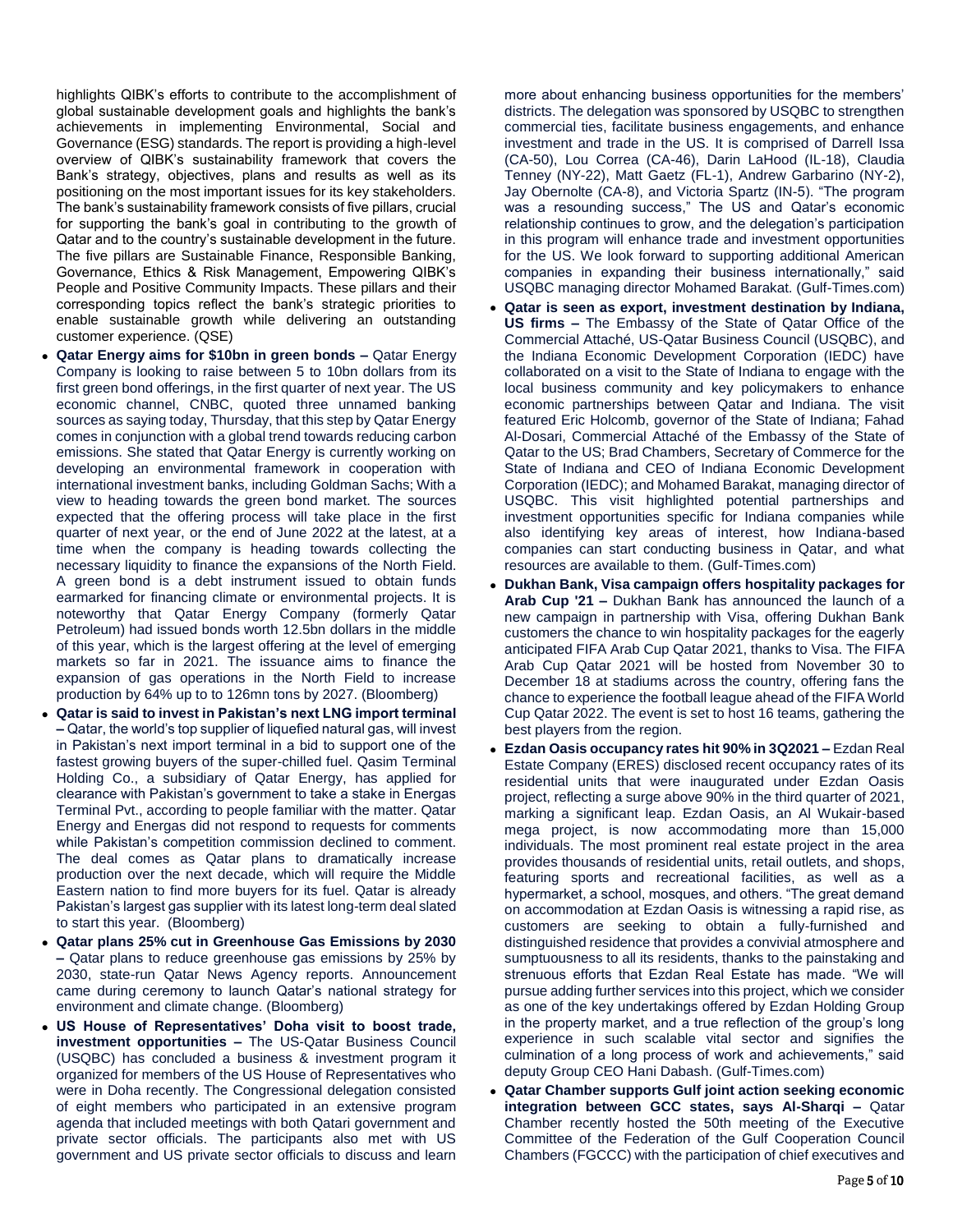highlights QIBK's efforts to contribute to the accomplishment of global sustainable development goals and highlights the bank's achievements in implementing Environmental, Social and Governance (ESG) standards. The report is providing a high-level overview of QIBK's sustainability framework that covers the Bank's strategy, objectives, plans and results as well as its positioning on the most important issues for its key stakeholders. The bank's sustainability framework consists of five pillars, crucial for supporting the bank's goal in contributing to the growth of Qatar and to the country's sustainable development in the future. The five pillars are Sustainable Finance, Responsible Banking, Governance, Ethics & Risk Management, Empowering QIBK's People and Positive Community Impacts. These pillars and their corresponding topics reflect the bank's strategic priorities to enable sustainable growth while delivering an outstanding customer experience. (QSE)

- **Qatar Energy aims for $10bn in green bonds –** Qatar Energy Company is looking to raise between 5 to 10bn dollars from its first green bond offerings, in the first quarter of next year. The US economic channel, CNBC, quoted three unnamed banking sources as saying today, Thursday, that this step by Qatar Energy comes in conjunction with a global trend towards reducing carbon emissions. She stated that Qatar Energy is currently working on developing an environmental framework in cooperation with international investment banks, including Goldman Sachs; With a view to heading towards the green bond market. The sources expected that the offering process will take place in the first quarter of next year, or the end of June 2022 at the latest, at a time when the company is heading towards collecting the necessary liquidity to finance the expansions of the North Field. A green bond is a debt instrument issued to obtain funds earmarked for financing climate or environmental projects. It is noteworthy that Qatar Energy Company (formerly Qatar Petroleum) had issued bonds worth 12.5bn dollars in the middle of this year, which is the largest offering at the level of emerging markets so far in 2021. The issuance aims to finance the expansion of gas operations in the North Field to increase production by 64% up to to 126mn tons by 2027. (Bloomberg)
- **Qatar is said to invest in Pakistan's next LNG import terminal –** Qatar, the world's top supplier of liquefied natural gas, will invest in Pakistan's next import terminal in a bid to support one of the fastest growing buyers of the super-chilled fuel. Qasim Terminal Holding Co., a subsidiary of Qatar Energy, has applied for clearance with Pakistan's government to take a stake in Energas Terminal Pvt., according to people familiar with the matter. Qatar Energy and Energas did not respond to requests for comments while Pakistan's competition commission declined to comment. The deal comes as Qatar plans to dramatically increase production over the next decade, which will require the Middle Eastern nation to find more buyers for its fuel. Qatar is already Pakistan's largest gas supplier with its latest long-term deal slated to start this year. (Bloomberg)
- **Qatar plans 25% cut in Greenhouse Gas Emissions by 2030 –** Qatar plans to reduce greenhouse gas emissions by 25% by 2030, state-run Qatar News Agency reports. Announcement came during ceremony to launch Qatar's national strategy for environment and climate change. (Bloomberg)
- **US House of Representatives' Doha visit to boost trade, investment opportunities –** The US-Qatar Business Council (USQBC) has concluded a business & investment program it organized for members of the US House of Representatives who were in Doha recently. The Congressional delegation consisted of eight members who participated in an extensive program agenda that included meetings with both Qatari government and private sector officials. The participants also met with US government and US private sector officials to discuss and learn more about enhancing business opportunities for the members' districts. The delegation was sponsored by USQBC to strengthen commercial ties, facilitate business engagements, and enhance investment and trade in the US. It is comprised of Darrell Issa (CA-50), Lou Correa (CA-46), Darin LaHood (IL-18), Claudia Tenney (NY-22), Matt Gaetz (FL-1), Andrew Garbarino (NY-2), Jay Obernolte (CA-8), and Victoria Spartz (IN-5). "The program was a resounding success," The US and Qatar's economic relationship continues to grow, and the delegation's participation in this program will enhance trade and investment opportunities for the US. We look forward to supporting additional American companies in expanding their business internationally," said USQBC managing director Mohamed Barakat. (Gulf-Times.com)
- **Qatar is seen as export, investment destination by Indiana, US firms –** The Embassy of the State of Qatar Office of the Commercial Attaché, US-Qatar Business Council (USQBC), and the Indiana Economic Development Corporation (IEDC) have collaborated on a visit to the State of Indiana to engage with the local business community and key policymakers to enhance economic partnerships between Qatar and Indiana. The visit featured Eric Holcomb, governor of the State of Indiana; Fahad Al-Dosari, Commercial Attaché of the Embassy of the State of Qatar to the US; Brad Chambers, Secretary of Commerce for the State of Indiana and CEO of Indiana Economic Development Corporation (IEDC); and Mohamed Barakat, managing director of USQBC. This visit highlighted potential partnerships and investment opportunities specific for Indiana companies while also identifying key areas of interest, how Indiana-based companies can start conducting business in Qatar, and what resources are available to them. (Gulf-Times.com)
- **Dukhan Bank, Visa campaign offers hospitality packages for Arab Cup '21 –** Dukhan Bank has announced the launch of a new campaign in partnership with Visa, offering Dukhan Bank customers the chance to win hospitality packages for the eagerly anticipated FIFA Arab Cup Qatar 2021, thanks to Visa. The FIFA Arab Cup Qatar 2021 will be hosted from November 30 to December 18 at stadiums across the country, offering fans the chance to experience the football league ahead of the FIFA World Cup Qatar 2022. The event is set to host 16 teams, gathering the best players from the region.
- **Ezdan Oasis occupancy rates hit 90% in 3Q2021 –** Ezdan Real Estate Company (ERES) disclosed recent occupancy rates of its residential units that were inaugurated under Ezdan Oasis project, reflecting a surge above 90% in the third quarter of 2021, marking a significant leap. Ezdan Oasis, an Al Wukair-based mega project, is now accommodating more than 15,000 individuals. The most prominent real estate project in the area provides thousands of residential units, retail outlets, and shops, featuring sports and recreational facilities, as well as a hypermarket, a school, mosques, and others. "The great demand on accommodation at Ezdan Oasis is witnessing a rapid rise, as customers are seeking to obtain a fully-furnished and distinguished residence that provides a convivial atmosphere and sumptuousness to all its residents, thanks to the painstaking and strenuous efforts that Ezdan Real Estate has made. "We will pursue adding further services into this project, which we consider as one of the key undertakings offered by Ezdan Holding Group in the property market, and a true reflection of the group's long experience in such scalable vital sector and signifies the culmination of a long process of work and achievements," said deputy Group CEO Hani Dabash. (Gulf-Times.com)
- **Qatar Chamber supports Gulf joint action seeking economic integration between GCC states, says Al-Sharqi –** Qatar Chamber recently hosted the 50th meeting of the Executive Committee of the Federation of the Gulf Cooperation Council Chambers (FGCCC) with the participation of chief executives and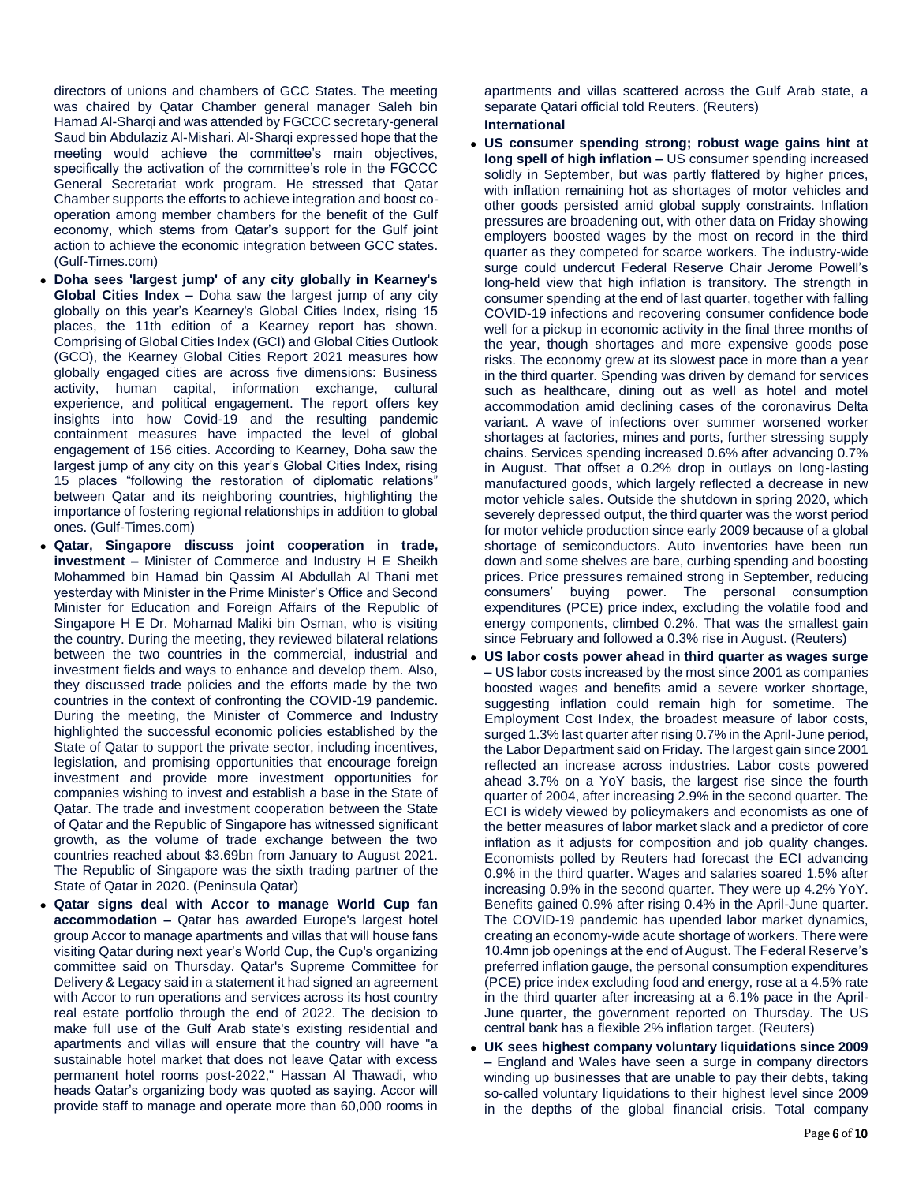directors of unions and chambers of GCC States. The meeting was chaired by Qatar Chamber general manager Saleh bin Hamad Al-Sharqi and was attended by FGCCC secretary-general Saud bin Abdulaziz Al-Mishari. Al-Sharqi expressed hope that the meeting would achieve the committee's main objectives, specifically the activation of the committee's role in the FGCCC General Secretariat work program. He stressed that Qatar Chamber supports the efforts to achieve integration and boost co-operation among member chambers for the benefit of the Gulf economy, which stems from Qatar's support for the Gulf joint action to achieve the economic integration between GCC states. (Gulf-Times.com)

- **Doha sees 'largest jump' of any city globally in Kearney's Global Cities Index –** Doha saw the largest jump of any city globally on this year's Kearney's Global Cities Index, rising 15 places, the 11th edition of a Kearney report has shown. Comprising of Global Cities Index (GCI) and Global Cities Outlook (GCO), the Kearney Global Cities Report 2021 measures how globally engaged cities are across five dimensions: Business activity, human capital, information exchange, cultural experience, and political engagement. The report offers key insights into how Covid-19 and the resulting pandemic containment measures have impacted the level of global engagement of 156 cities. According to Kearney, Doha saw the largest jump of any city on this year's Global Cities Index, rising 15 places "following the restoration of diplomatic relations" between Qatar and its neighboring countries, highlighting the importance of fostering regional relationships in addition to global ones. (Gulf-Times.com)
- **Qatar, Singapore discuss joint cooperation in trade, investment –** Minister of Commerce and Industry H E Sheikh Mohammed bin Hamad bin Qassim Al Abdullah Al Thani met yesterday with Minister in the Prime Minister's Office and Second Minister for Education and Foreign Affairs of the Republic of Singapore H E Dr. Mohamad Maliki bin Osman, who is visiting the country. During the meeting, they reviewed bilateral relations between the two countries in the commercial, industrial and investment fields and ways to enhance and develop them. Also, they discussed trade policies and the efforts made by the two countries in the context of confronting the COVID-19 pandemic. During the meeting, the Minister of Commerce and Industry highlighted the successful economic policies established by the State of Qatar to support the private sector, including incentives, legislation, and promising opportunities that encourage foreign investment and provide more investment opportunities for companies wishing to invest and establish a base in the State of Qatar. The trade and investment cooperation between the State of Qatar and the Republic of Singapore has witnessed significant growth, as the volume of trade exchange between the two countries reached about \$3.69bn from January to August 2021. The Republic of Singapore was the sixth trading partner of the State of Qatar in 2020. (Peninsula Qatar)
- **Qatar signs deal with Accor to manage World Cup fan accommodation –** Qatar has awarded Europe's largest hotel group Accor to manage apartments and villas that will house fans visiting Qatar during next year's World Cup, the Cup's organizing committee said on Thursday. Qatar's Supreme Committee for Delivery & Legacy said in a statement it had signed an agreement with Accor to run operations and services across its host country real estate portfolio through the end of 2022. The decision to make full use of the Gulf Arab state's existing residential and apartments and villas will ensure that the country will have "a sustainable hotel market that does not leave Qatar with excess permanent hotel rooms post-2022," Hassan Al Thawadi, who heads Qatar's organizing body was quoted as saying. Accor will provide staff to manage and operate more than 60,000 rooms in apartments and villas scattered across the Gulf Arab state, a separate Qatari official told Reuters. (Reuters)

**International**

- **US consumer spending strong; robust wage gains hint at long spell of high inflation –** US consumer spending increased solidly in September, but was partly flattered by higher prices, with inflation remaining hot as shortages of motor vehicles and other goods persisted amid global supply constraints. Inflation pressures are broadening out, with other data on Friday showing employers boosted wages by the most on record in the third quarter as they competed for scarce workers. The industry-wide surge could undercut Federal Reserve Chair Jerome Powell's long-held view that high inflation is transitory. The strength in consumer spending at the end of last quarter, together with falling COVID-19 infections and recovering consumer confidence bode well for a pickup in economic activity in the final three months of the year, though shortages and more expensive goods pose risks. The economy grew at its slowest pace in more than a year in the third quarter. Spending was driven by demand for services such as healthcare, dining out as well as hotel and motel accommodation amid declining cases of the coronavirus Delta variant. A wave of infections over summer worsened worker shortages at factories, mines and ports, further stressing supply chains. Services spending increased 0.6% after advancing 0.7% in August. That offset a 0.2% drop in outlays on long-lasting manufactured goods, which largely reflected a decrease in new motor vehicle sales. Outside the shutdown in spring 2020, which severely depressed output, the third quarter was the worst period for motor vehicle production since early 2009 because of a global shortage of semiconductors. Auto inventories have been run down and some shelves are bare, curbing spending and boosting prices. Price pressures remained strong in September, reducing consumers' buying power. The personal consumption expenditures (PCE) price index, excluding the volatile food and energy components, climbed 0.2%. That was the smallest gain since February and followed a 0.3% rise in August. (Reuters)
- **US labor costs power ahead in third quarter as wages surge –** US labor costs increased by the most since 2001 as companies boosted wages and benefits amid a severe worker shortage, suggesting inflation could remain high for sometime. The Employment Cost Index, the broadest measure of labor costs, surged 1.3% last quarter after rising 0.7% in the April-June period, the Labor Department said on Friday. The largest gain since 2001 reflected an increase across industries. Labor costs powered ahead 3.7% on a YoY basis, the largest rise since the fourth quarter of 2004, after increasing 2.9% in the second quarter. The ECI is widely viewed by policymakers and economists as one of the better measures of labor market slack and a predictor of core inflation as it adjusts for composition and job quality changes. Economists polled by Reuters had forecast the ECI advancing 0.9% in the third quarter. Wages and salaries soared 1.5% after increasing 0.9% in the second quarter. They were up 4.2% YoY. Benefits gained 0.9% after rising 0.4% in the April-June quarter. The COVID-19 pandemic has upended labor market dynamics, creating an economy-wide acute shortage of workers. There were 10.4mn job openings at the end of August. The Federal Reserve's preferred inflation gauge, the personal consumption expenditures (PCE) price index excluding food and energy, rose at a 4.5% rate in the third quarter after increasing at a 6.1% pace in the April-June quarter, the government reported on Thursday. The US central bank has a flexible 2% inflation target. (Reuters)
- **UK sees highest company voluntary liquidations since 2009 –** England and Wales have seen a surge in company directors winding up businesses that are unable to pay their debts, taking so-called voluntary liquidations to their highest level since 2009 in the depths of the global financial crisis. Total company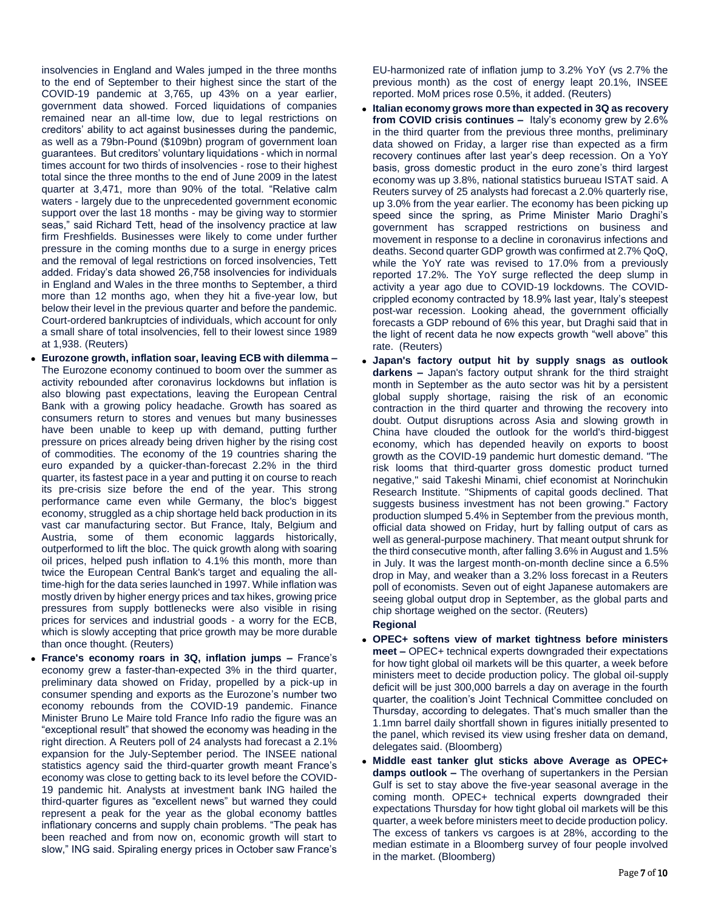insolvencies in England and Wales jumped in the three months to the end of September to their highest since the start of the COVID-19 pandemic at 3,765, up 43% on a year earlier, government data showed. Forced liquidations of companies remained near an all-time low, due to legal restrictions on creditors' ability to act against businesses during the pandemic, as well as a 79bn-Pound ($109bn) program of government loan guarantees. But creditors' voluntary liquidations - which in normal times account for two thirds of insolvencies - rose to their highest total since the three months to the end of June 2009 in the latest quarter at 3,471, more than 90% of the total. "Relative calm waters - largely due to the unprecedented government economic support over the last 18 months - may be giving way to stormier seas," said Richard Tett, head of the insolvency practice at law firm Freshfields. Businesses were likely to come under further pressure in the coming months due to a surge in energy prices and the removal of legal restrictions on forced insolvencies, Tett added. Friday's data showed 26,758 insolvencies for individuals in England and Wales in the three months to September, a third more than 12 months ago, when they hit a five-year low, but below their level in the previous quarter and before the pandemic. Court-ordered bankruptcies of individuals, which account for only a small share of total insolvencies, fell to their lowest since 1989 at 1,938. (Reuters)

- **Eurozone growth, inflation soar, leaving ECB with dilemma –** The Eurozone economy continued to boom over the summer as activity rebounded after coronavirus lockdowns but inflation is also blowing past expectations, leaving the European Central Bank with a growing policy headache. Growth has soared as consumers return to stores and venues but many businesses have been unable to keep up with demand, putting further pressure on prices already being driven higher by the rising cost of commodities. The economy of the 19 countries sharing the euro expanded by a quicker-than-forecast 2.2% in the third quarter, its fastest pace in a year and putting it on course to reach its pre-crisis size before the end of the year. This strong performance came even while Germany, the bloc's biggest economy, struggled as a chip shortage held back production in its vast car manufacturing sector. But France, Italy, Belgium and Austria, some of them economic laggards historically, outperformed to lift the bloc. The quick growth along with soaring oil prices, helped push inflation to 4.1% this month, more than twice the European Central Bank's target and equaling the all-time-high for the data series launched in 1997. While inflation was mostly driven by higher energy prices and tax hikes, growing price pressures from supply bottlenecks were also visible in rising prices for services and industrial goods - a worry for the ECB, which is slowly accepting that price growth may be more durable than once thought. (Reuters)
- **France's economy roars in 3Q, inflation jumps –** France's economy grew a faster-than-expected 3% in the third quarter, preliminary data showed on Friday, propelled by a pick-up in consumer spending and exports as the Eurozone's number two economy rebounds from the COVID-19 pandemic. Finance Minister Bruno Le Maire told France Info radio the figure was an "exceptional result" that showed the economy was heading in the right direction. A Reuters poll of 24 analysts had forecast a 2.1% expansion for the July-September period. The INSEE national statistics agency said the third-quarter growth meant France's economy was close to getting back to its level before the COVID-19 pandemic hit. Analysts at investment bank ING hailed the third-quarter figures as "excellent news" but warned they could represent a peak for the year as the global economy battles inflationary concerns and supply chain problems. "The peak has been reached and from now on, economic growth will start to slow," ING said. Spiraling energy prices in October saw France's EU-harmonized rate of inflation jump to 3.2% YoY (vs 2.7% the previous month) as the cost of energy leapt 20.1%, INSEE reported. MoM prices rose 0.5%, it added. (Reuters)
- **Italian economy grows more than expected in 3Q as recovery from COVID crisis continues –** Italy's economy grew by 2.6% in the third quarter from the previous three months, preliminary data showed on Friday, a larger rise than expected as a firm recovery continues after last year's deep recession. On a YoY basis, gross domestic product in the euro zone's third largest economy was up 3.8%, national statistics burueau ISTAT said. A Reuters survey of 25 analysts had forecast a 2.0% quarterly rise, up 3.0% from the year earlier. The economy has been picking up speed since the spring, as Prime Minister Mario Draghi's government has scrapped restrictions on business and movement in response to a decline in coronavirus infections and deaths. Second quarter GDP growth was confirmed at 2.7% QoQ, while the YoY rate was revised to 17.0% from a previously reported 17.2%. The YoY surge reflected the deep slump in activity a year ago due to COVID-19 lockdowns. The COVID-crippled economy contracted by 18.9% last year, Italy's steepest post-war recession. Looking ahead, the government officially forecasts a GDP rebound of 6% this year, but Draghi said that in the light of recent data he now expects growth "well above" this rate. (Reuters)
- **Japan's factory output hit by supply snags as outlook darkens –** Japan's factory output shrank for the third straight month in September as the auto sector was hit by a persistent global supply shortage, raising the risk of an economic contraction in the third quarter and throwing the recovery into doubt. Output disruptions across Asia and slowing growth in China have clouded the outlook for the world's third-biggest economy, which has depended heavily on exports to boost growth as the COVID-19 pandemic hurt domestic demand. "The risk looms that third-quarter gross domestic product turned negative," said Takeshi Minami, chief economist at Norinchukin Research Institute. "Shipments of capital goods declined. That suggests business investment has not been growing." Factory production slumped 5.4% in September from the previous month, official data showed on Friday, hurt by falling output of cars as well as general-purpose machinery. That meant output shrunk for the third consecutive month, after falling 3.6% in August and 1.5% in July. It was the largest month-on-month decline since a 6.5% drop in May, and weaker than a 3.2% loss forecast in a Reuters poll of economists. Seven out of eight Japanese automakers are seeing global output drop in September, as the global parts and chip shortage weighed on the sector. (Reuters)

**Regional**

- **OPEC+ softens view of market tightness before ministers meet –** OPEC+ technical experts downgraded their expectations for how tight global oil markets will be this quarter, a week before ministers meet to decide production policy. The global oil-supply deficit will be just 300,000 barrels a day on average in the fourth quarter, the coalition's Joint Technical Committee concluded on Thursday, according to delegates. That's much smaller than the 1.1mn barrel daily shortfall shown in figures initially presented to the panel, which revised its view using fresher data on demand, delegates said. (Bloomberg)
- **Middle east tanker glut sticks above Average as OPEC+ damps outlook –** The overhang of supertankers in the Persian Gulf is set to stay above the five-year seasonal average in the coming month. OPEC+ technical experts downgraded their expectations Thursday for how tight global oil markets will be this quarter, a week before ministers meet to decide production policy. The excess of tankers vs cargoes is at 28%, according to the median estimate in a Bloomberg survey of four people involved in the market. (Bloomberg)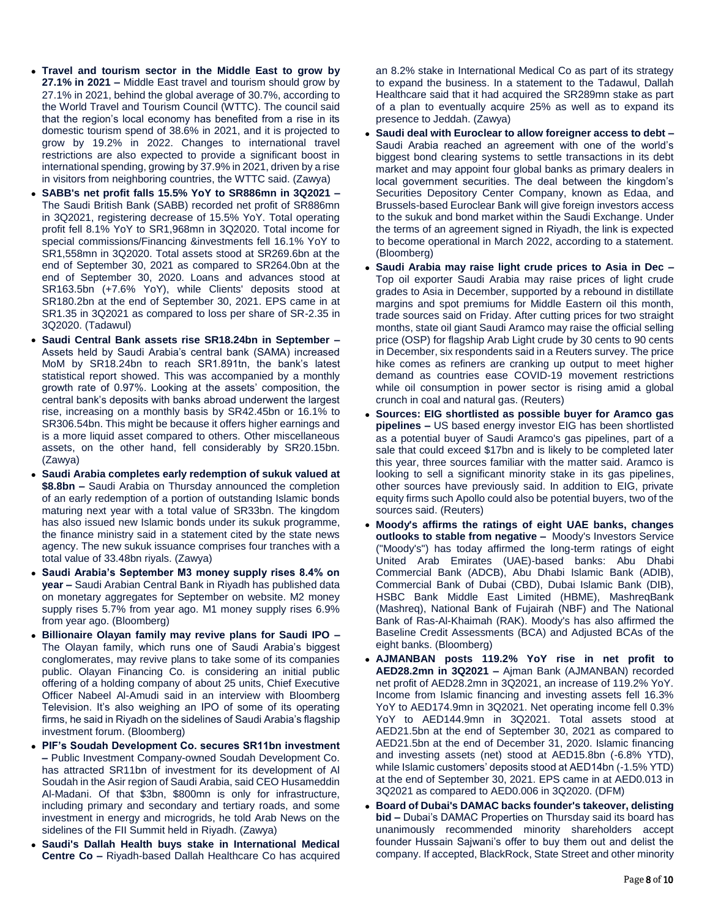- **Travel and tourism sector in the Middle East to grow by 27.1% in 2021 –** Middle East travel and tourism should grow by 27.1% in 2021, behind the global average of 30.7%, according to the World Travel and Tourism Council (WTTC). The council said that the region's local economy has benefited from a rise in its domestic tourism spend of 38.6% in 2021, and it is projected to grow by 19.2% in 2022. Changes to international travel restrictions are also expected to provide a significant boost in international spending, growing by 37.9% in 2021, driven by a rise in visitors from neighboring countries, the WTTC said. (Zawya)
- **SABB's net profit falls 15.5% YoY to SR886mn in 3Q2021 –** The Saudi British Bank (SABB) recorded net profit of SR886mn in 3Q2021, registering decrease of 15.5% YoY. Total operating profit fell 8.1% YoY to SR1,968mn in 3Q2020. Total income for special commissions/Financing &investments fell 16.1% YoY to SR1,558mn in 3Q2020. Total assets stood at SR269.6bn at the end of September 30, 2021 as compared to SR264.0bn at the end of September 30, 2020. Loans and advances stood at SR163.5bn (+7.6% YoY), while Clients' deposits stood at SR180.2bn at the end of September 30, 2021. EPS came in at SR1.35 in 3Q2021 as compared to loss per share of SR-2.35 in 3Q2020. (Tadawul)
- **Saudi Central Bank assets rise SR18.24bn in September –** Assets held by Saudi Arabia's central bank (SAMA) increased MoM by SR18.24bn to reach SR1.891tn, the bank's latest statistical report showed. This was accompanied by a monthly growth rate of 0.97%. Looking at the assets' composition, the central bank's deposits with banks abroad underwent the largest rise, increasing on a monthly basis by SR42.45bn or 16.1% to SR306.54bn. This might be because it offers higher earnings and is a more liquid asset compared to others. Other miscellaneous assets, on the other hand, fell considerably by SR20.15bn. (Zawya)
- **Saudi Arabia completes early redemption of sukuk valued at \$8.8bn –** Saudi Arabia on Thursday announced the completion of an early redemption of a portion of outstanding Islamic bonds maturing next year with a total value of SR33bn. The kingdom has also issued new Islamic bonds under its sukuk programme, the finance ministry said in a statement cited by the state news agency. The new sukuk issuance comprises four tranches with a total value of 33.48bn riyals. (Zawya)
- **Saudi Arabia's September M3 money supply rises 8.4% on year –** Saudi Arabian Central Bank in Riyadh has published data on monetary aggregates for September on website. M2 money supply rises 5.7% from year ago. M1 money supply rises 6.9% from year ago. (Bloomberg)
- **Billionaire Olayan family may revive plans for Saudi IPO –** The Olayan family, which runs one of Saudi Arabia's biggest conglomerates, may revive plans to take some of its companies public. Olayan Financing Co. is considering an initial public offering of a holding company of about 25 units, Chief Executive Officer Nabeel Al-Amudi said in an interview with Bloomberg Television. It's also weighing an IPO of some of its operating firms, he said in Riyadh on the sidelines of Saudi Arabia's flagship investment forum. (Bloomberg)
- **PIF's Soudah Development Co. secures SR11bn investment –** Public Investment Company-owned Soudah Development Co. has attracted SR11bn of investment for its development of Al Soudah in the Asir region of Saudi Arabia, said CEO Husameddin Al-Madani. Of that \$3bn, \$800mn is only for infrastructure, including primary and secondary and tertiary roads, and some investment in energy and microgrids, he told Arab News on the sidelines of the FII Summit held in Riyadh. (Zawya)
- **Saudi's Dallah Health buys stake in International Medical Centre Co –** Riyadh-based Dallah Healthcare Co has acquired an 8.2% stake in International Medical Co as part of its strategy to expand the business. In a statement to the Tadawul, Dallah Healthcare said that it had acquired the SR289mn stake as part of a plan to eventually acquire 25% as well as to expand its presence to Jeddah. (Zawya)
- **Saudi deal with Euroclear to allow foreigner access to debt –** Saudi Arabia reached an agreement with one of the world's biggest bond clearing systems to settle transactions in its debt market and may appoint four global banks as primary dealers in local government securities. The deal between the kingdom's Securities Depository Center Company, known as Edaa, and Brussels-based Euroclear Bank will give foreign investors access to the sukuk and bond market within the Saudi Exchange. Under the terms of an agreement signed in Riyadh, the link is expected to become operational in March 2022, according to a statement. (Bloomberg)
- **Saudi Arabia may raise light crude prices to Asia in Dec –** Top oil exporter Saudi Arabia may raise prices of light crude grades to Asia in December, supported by a rebound in distillate margins and spot premiums for Middle Eastern oil this month, trade sources said on Friday. After cutting prices for two straight months, state oil giant Saudi Aramco may raise the official selling price (OSP) for flagship Arab Light crude by 30 cents to 90 cents in December, six respondents said in a Reuters survey. The price hike comes as refiners are cranking up output to meet higher demand as countries ease COVID-19 movement restrictions while oil consumption in power sector is rising amid a global crunch in coal and natural gas. (Reuters)
- **Sources: EIG shortlisted as possible buyer for Aramco gas pipelines –** US based energy investor EIG has been shortlisted as a potential buyer of Saudi Aramco's gas pipelines, part of a sale that could exceed \$17bn and is likely to be completed later this year, three sources familiar with the matter said. Aramco is looking to sell a significant minority stake in its gas pipelines, other sources have previously said. In addition to EIG, private equity firms such Apollo could also be potential buyers, two of the sources said. (Reuters)
- **Moody's affirms the ratings of eight UAE banks, changes outlooks to stable from negative –** Moody's Investors Service ("Moody's") has today affirmed the long-term ratings of eight United Arab Emirates (UAE)-based banks: Abu Dhabi Commercial Bank (ADCB), Abu Dhabi Islamic Bank (ADIB), Commercial Bank of Dubai (CBD), Dubai Islamic Bank (DIB), HSBC Bank Middle East Limited (HBME), MashreqBank (Mashreq), National Bank of Fujairah (NBF) and The National Bank of Ras-Al-Khaimah (RAK). Moody's has also affirmed the Baseline Credit Assessments (BCA) and Adjusted BCAs of the eight banks. (Bloomberg)
- **AJMANBAN posts 119.2% YoY rise in net profit to AED28.2mn in 3Q2021 –** Ajman Bank (AJMANBAN) recorded net profit of AED28.2mn in 3Q2021, an increase of 119.2% YoY. Income from Islamic financing and investing assets fell 16.3% YoY to AED174.9mn in 3Q2021. Net operating income fell 0.3% YoY to AED144.9mn in 3Q2021. Total assets stood at AED21.5bn at the end of September 30, 2021 as compared to AED21.5bn at the end of December 31, 2020. Islamic financing and investing assets (net) stood at AED15.8bn (-6.8% YTD), while Islamic customers' deposits stood at AED14bn (-1.5% YTD) at the end of September 30, 2021. EPS came in at AED0.013 in 3Q2021 as compared to AED0.006 in 3Q2020. (DFM)
- **Board of Dubai's DAMAC backs founder's takeover, delisting bid –** Dubai's DAMAC Properties on Thursday said its board has unanimously recommended minority shareholders accept founder Hussain Sajwani's offer to buy them out and delist the company. If accepted, BlackRock, State Street and other minority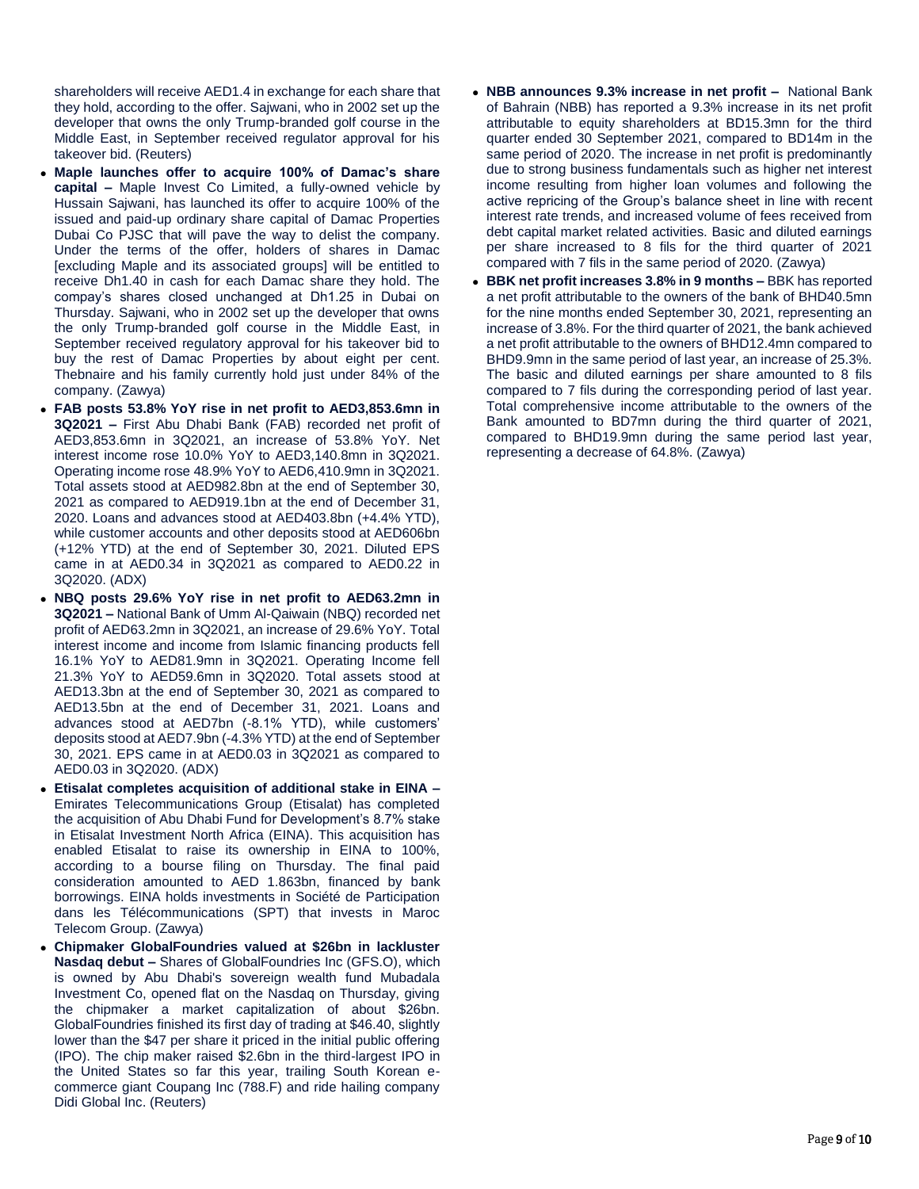shareholders will receive AED1.4 in exchange for each share that they hold, according to the offer. Sajwani, who in 2002 set up the developer that owns the only Trump-branded golf course in the Middle East, in September received regulator approval for his takeover bid. (Reuters)

- **Maple launches offer to acquire 100% of Damac's share capital –** Maple Invest Co Limited, a fully-owned vehicle by Hussain Sajwani, has launched its offer to acquire 100% of the issued and paid-up ordinary share capital of Damac Properties Dubai Co PJSC that will pave the way to delist the company. Under the terms of the offer, holders of shares in Damac [excluding Maple and its associated groups] will be entitled to receive Dh1.40 in cash for each Damac share they hold. The compay's shares closed unchanged at Dh1.25 in Dubai on Thursday. Sajwani, who in 2002 set up the developer that owns the only Trump-branded golf course in the Middle East, in September received regulatory approval for his takeover bid to buy the rest of Damac Properties by about eight per cent. Thebnaire and his family currently hold just under 84% of the company. (Zawya)
- **FAB posts 53.8% YoY rise in net profit to AED3,853.6mn in 3Q2021 –** First Abu Dhabi Bank (FAB) recorded net profit of AED3,853.6mn in 3Q2021, an increase of 53.8% YoY. Net interest income rose 10.0% YoY to AED3,140.8mn in 3Q2021. Operating income rose 48.9% YoY to AED6,410.9mn in 3Q2021. Total assets stood at AED982.8bn at the end of September 30, 2021 as compared to AED919.1bn at the end of December 31, 2020. Loans and advances stood at AED403.8bn (+4.4% YTD), while customer accounts and other deposits stood at AED606bn (+12% YTD) at the end of September 30, 2021. Diluted EPS came in at AED0.34 in 3Q2021 as compared to AED0.22 in 3Q2020. (ADX)
- **NBQ posts 29.6% YoY rise in net profit to AED63.2mn in 3Q2021 –** National Bank of Umm Al-Qaiwain (NBQ) recorded net profit of AED63.2mn in 3Q2021, an increase of 29.6% YoY. Total interest income and income from Islamic financing products fell 16.1% YoY to AED81.9mn in 3Q2021. Operating Income fell 21.3% YoY to AED59.6mn in 3Q2020. Total assets stood at AED13.3bn at the end of September 30, 2021 as compared to AED13.5bn at the end of December 31, 2021. Loans and advances stood at AED7bn (-8.1% YTD), while customers' deposits stood at AED7.9bn (-4.3% YTD) at the end of September 30, 2021. EPS came in at AED0.03 in 3Q2021 as compared to AED0.03 in 3Q2020. (ADX)
- **Etisalat completes acquisition of additional stake in EINA –** Emirates Telecommunications Group (Etisalat) has completed the acquisition of Abu Dhabi Fund for Development's 8.7% stake in Etisalat Investment North Africa (EINA). This acquisition has enabled Etisalat to raise its ownership in EINA to 100%, according to a bourse filing on Thursday. The final paid consideration amounted to AED 1.863bn, financed by bank borrowings. EINA holds investments in Société de Participation dans les Télécommunications (SPT) that invests in Maroc Telecom Group. (Zawya)
- **Chipmaker GlobalFoundries valued at $26bn in lackluster Nasdaq debut –** Shares of GlobalFoundries Inc (GFS.O), which is owned by Abu Dhabi's sovereign wealth fund Mubadala Investment Co, opened flat on the Nasdaq on Thursday, giving the chipmaker a market capitalization of about $26bn. GlobalFoundries finished its first day of trading at $46.40, slightly lower than the $47 per share it priced in the initial public offering (IPO). The chip maker raised $2.6bn in the third-largest IPO in the United States so far this year, trailing South Korean e-commerce giant Coupang Inc (788.F) and ride hailing company Didi Global Inc. (Reuters)
- **NBB announces 9.3% increase in net profit –** National Bank of Bahrain (NBB) has reported a 9.3% increase in its net profit attributable to equity shareholders at BD15.3mn for the third quarter ended 30 September 2021, compared to BD14m in the same period of 2020. The increase in net profit is predominantly due to strong business fundamentals such as higher net interest income resulting from higher loan volumes and following the active repricing of the Group's balance sheet in line with recent interest rate trends, and increased volume of fees received from debt capital market related activities. Basic and diluted earnings per share increased to 8 fils for the third quarter of 2021 compared with 7 fils in the same period of 2020. (Zawya)
- **BBK net profit increases 3.8% in 9 months –** BBK has reported a net profit attributable to the owners of the bank of BHD40.5mn for the nine months ended September 30, 2021, representing an increase of 3.8%. For the third quarter of 2021, the bank achieved a net profit attributable to the owners of BHD12.4mn compared to BHD9.9mn in the same period of last year, an increase of 25.3%. The basic and diluted earnings per share amounted to 8 fils compared to 7 fils during the corresponding period of last year. Total comprehensive income attributable to the owners of the Bank amounted to BD7mn during the third quarter of 2021, compared to BHD19.9mn during the same period last year, representing a decrease of 64.8%. (Zawya)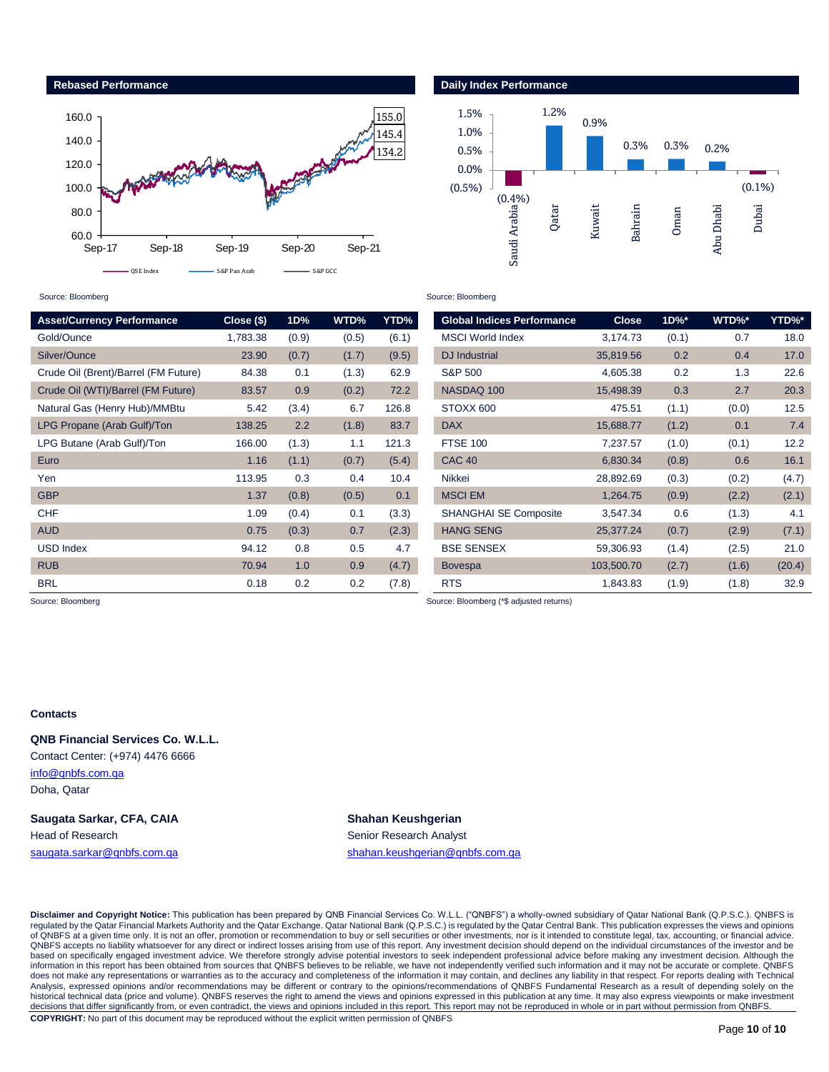## Rebased Performance

160.0
140.0
120.0
100.0
80.0
60.0

Sep-17
Sep-18
Sep-19
Sep-20
Sep-21

155.0
145.4
134.2

QSE Index
S&P Pan Arab
S&P GCC

Source: Bloomberg

## Daily Index Performance

1.5%
1.0%
0.5%
0.0%
(0.5%)

(0.4%)
1.2%
0.9%
0.3%
0.3%
0.2%
(0.1%)

Saudi Arabia
Qatar
Kuwait
Bahrain
Oman
Abu Dhabi
Dubai

Source: Bloomberg

| Asset/Currency Performance | Close ($) | 1D% | WTD% | YTD% |
|---|---|---|---|---|
| Gold/Ounce | 1,783.38 | (0.9) | (0.5) | (6.1) |
| Silver/Ounce | 23.90 | (0.7) | (1.7) | (9.5) |
| Crude Oil (Brent)/Barrel (FM Future) | 84.38 | 0.1 | (1.3) | 62.9 |
| Crude Oil (WTI)/Barrel (FM Future) | 83.57 | 0.9 | (0.2) | 72.2 |
| Natural Gas (Henry Hub)/MMBtu | 5.42 | (3.4) | 6.7 | 126.8 |
| LPG Propane (Arab Gulf)/Ton | 138.25 | 2.2 | (1.8) | 83.7 |
| LPG Butane (Arab Gulf)/Ton | 166.00 | (1.3) | 1.1 | 121.3 |
| Euro | 1.16 | (1.1) | (0.7) | (5.4) |
| Yen | 113.95 | 0.3 | 0.4 | 10.4 |
| GBP | 1.37 | (0.8) | (0.5) | 0.1 |
| CHF | 1.09 | (0.4) | 0.1 | (3.3) |
| AUD | 0.75 | (0.3) | 0.7 | (2.3) |
| USD Index | 94.12 | 0.8 | 0.5 | 4.7 |
| RUB | 70.94 | 1.0 | 0.9 | (4.7) |
| BRL | 0.18 | 0.2 | 0.2 | (7.8) |

Source: Bloomberg

| Global Indices Performance | Close | 1D%* | WTD%* | YTD%* |
|---|---|---|---|---|
| MSCI World Index | 3,174.73 | (0.1) | 0.7 | 18.0 |
| DJ Industrial | 35,819.56 | 0.2 | 0.4 | 17.0 |
| S&P 500 | 4,605.38 | 0.2 | 1.3 | 22.6 |
| NASDAQ 100 | 15,498.39 | 0.3 | 2.7 | 20.3 |
| STOXX 600 | 475.51 | (1.1) | (0.0) | 12.5 |
| DAX | 15,688.77 | (1.2) | 0.1 | 7.4 |
| FTSE 100 | 7,237.57 | (1.0) | (0.1) | 12.2 |
| CAC 40 | 6,830.34 | (0.8) | 0.6 | 16.1 |
| Nikkei | 28,892.69 | (0.3) | (0.2) | (4.7) |
| MSCI EM | 1,264.75 | (0.9) | (2.2) | (2.1) |
| SHANGHAI SE Composite | 3,547.34 | 0.6 | (1.3) | 4.1 |
| HANG SENG | 25,377.24 | (0.7) | (2.9) | (7.1) |
| BSE SENSEX | 59,306.93 | (1.4) | (2.5) | 21.0 |
| Bovespa | 103,500.70 | (2.7) | (1.6) | (20.4) |
| RTS | 1,843.83 | (1.9) | (1.8) | 32.9 |

Source: Bloomberg (*$ adjusted returns)

**Contacts**

**QNB Financial Services Co. W.L.L.**
Contact Center: (+974) 4476 6666
info@qnbfs.com.qa
Doha, Qatar

**Saugata Sarkar, CFA, CAIA**
Head of Research
saugata.sarkar@qnbfs.com.qa

**Shahan Keushgerian**
Senior Research Analyst
shahan.keushgerian@qnbfs.com.qa

**Disclaimer and Copyright Notice:** This publication has been prepared by QNB Financial Services Co. W.L.L. ("QNBFS") a wholly-owned subsidiary of Qatar National Bank (Q.P.S.C.). QNBFS is regulated by the Qatar Financial Markets Authority and the Qatar Exchange. Qatar National Bank (Q.P.S.C.) is regulated by the Qatar Central Bank. This publication expresses the views and opinions of QNBFS at a given time only. It is not an offer, promotion or recommendation to buy or sell securities or other investments, nor is it intended to constitute legal, tax, accounting, or financial advice. QNBFS accepts no liability whatsoever for any direct or indirect losses arising from use of this report. Any investment decision should depend on the individual circumstances of the investor and be based on specifically engaged investment advice. We therefore strongly advise potential investors to seek independent professional advice before making any investment decision. Although the information in this report has been obtained from sources that QNBFS believes to be reliable, we have not independently verified such information and it may not be accurate or complete. QNBFS does not make any representations or warranties as to the accuracy and completeness of the information it may contain, and declines any liability in that respect. For reports dealing with Technical Analysis, expressed opinions and/or recommendations may be different or contrary to the opinions/recommendations of QNBFS Fundamental Research as a result of depending solely on the historical technical data (price and volume). QNBFS reserves the right to amend the views and opinions expressed in this publication at any time. It may also express viewpoints or make investment decisions that differ significantly from, or even contradict, the views and opinions included in this report. This report may not be reproduced in whole or in part without permission from QNBFS.

**COPYRIGHT:** No part of this document may be reproduced without the explicit written permission of QNBFS.